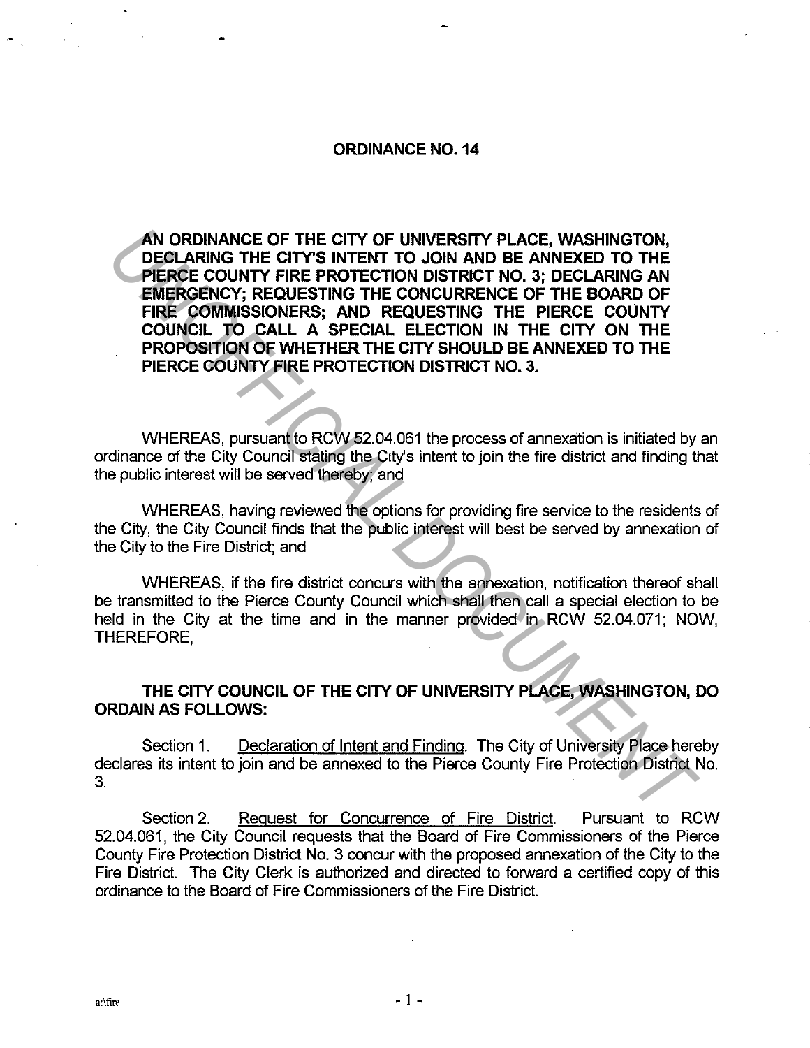# ORDINANCE NO. 14

**AN ORDINANCE OF THE CITY OF UNIVERSITY PLACE, WASHINGTON, DECLARING THE CITY'S INTENT TO JOIN AND BE ANNEXED TO THE PIERCE COUNTY FIRE PROTECTION DISTRICT NO. 3; DECLARING AN EMERGENCY; REQUESTING THE CONCURRENCE OF THE BOARD OF FIRE COMMISSIONERS; AND REQUESTING THE PIERCE COUNTY COUNCIL TO CALL A SPECIAL ELECTION IN THE CITY ON THE PROPOSITION OF WHETHER THE CITY SHOULD BE ANNEXED TO THE PIERCE COUNTY FIRE PROTECTION DISTRICT NO. 3.**

WHEREAS, pursuant to RCW 52.04.061 the process of annexation is initiated by an ordinance of the City Council stating the City's intent to join the fire district and finding that the public interest will be served thereby; and

WHEREAS, having reviewed the options for providing fire service to the residents of the City, the City Council finds that the public interest will best be served by annexation of the City to the Fire District; and

WHEREAS, if the fire district concurs with the annexation, notification thereof shall be transmitted to the Pierce County Council which shall then call a special election to be held in the City at the time and in the manner provided in RCW 52.04.071; NOW, THEREFORE,

**THE CITY COUNCIL OF THE CITY OF UNIVERSITY PLACE, WASHINGTON, DO ORDAIN AS FOLLOWS:**

Section 1. Declaration of Intent and Finding. The City of University Place hereby declares its intent to join and be annexed to the Pierce County Fire Protection District No. 3.

Section 2. Request for Concurrence of Fire District. Pursuant to RCW 52.04.061, the City Council requests that the Board of Fire Commissioners of the Pierce County Fire Protection District No. 3 concur with the proposed annexation of the City to the Fire District. The City Clerk is authorized and directed to forward a certified copy of this ordinance to the Board of Fire Commissioners of the Fire District.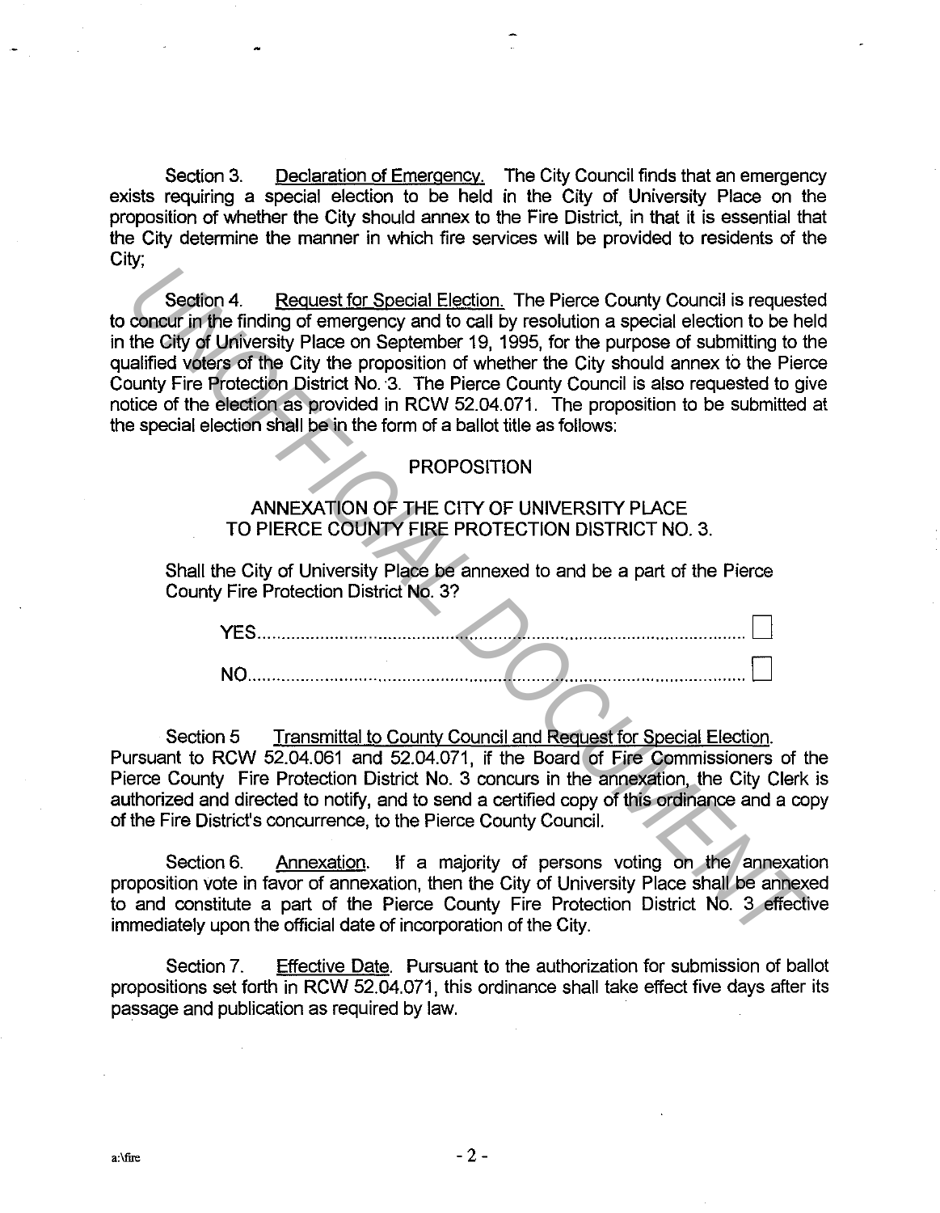Section 3. Declaration of Emergency. The City Council finds that an emergency exists requiring a special election to be held in the City of University Place on the proposition of whether the City should annex to the Fire District, in that it is essential that the City determine the manner in which fire services will be provided to residents of the City;

Section 4. Request for Special Election. The Pierce County Council is requested to concur in the finding of emergency and to call by resolution a special election to be held in the City of University Place on September 19, 1995, for the purpose of submitting to the qualified voters of the City the proposition of whether the City should annex to the Pierce County Fire Protection District No. 3. The Pierce County Council is also requested to give notice of the election as provided in RCW 52.04.071. The proposition to be submitted at the special election shall be in the form of a ballot title as follows:

PROPOSITION

ANNEXATION OF THE CITY OF UNIVERSITY PLACE TO PIERCE COUNTY FIRE PROTECTION DISTRICT NO. 3.

Shall the City of University Place be annexed to and be a part of the Pierce County Fire Protection District No. 3?

YES.......................................................................................... ☐

NO........................................................................................... ☐

Section 5 Transmittal to County Council and Request for Special Election. Pursuant to RCW 52.04.061 and 52.04.071, if the Board of Fire Commissioners of the Pierce County Fire Protection District No. 3 concurs in the annexation, the City Clerk is authorized and directed to notify, and to send a certified copy of this ordinance and a copy of the Fire District's concurrence, to the Pierce County Council.

Section 6. Annexation. If a majority of persons voting on the annexation proposition vote in favor of annexation, then the City of University Place shall be annexed to and constitute a part of the Pierce County Fire Protection District No. 3 effective immediately upon the official date of incorporation of the City.

Section 7. Effective Date. Pursuant to the authorization for submission of ballot propositions set forth in RCW 52.04.071, this ordinance shall take effect five days after its passage and publication as required by law.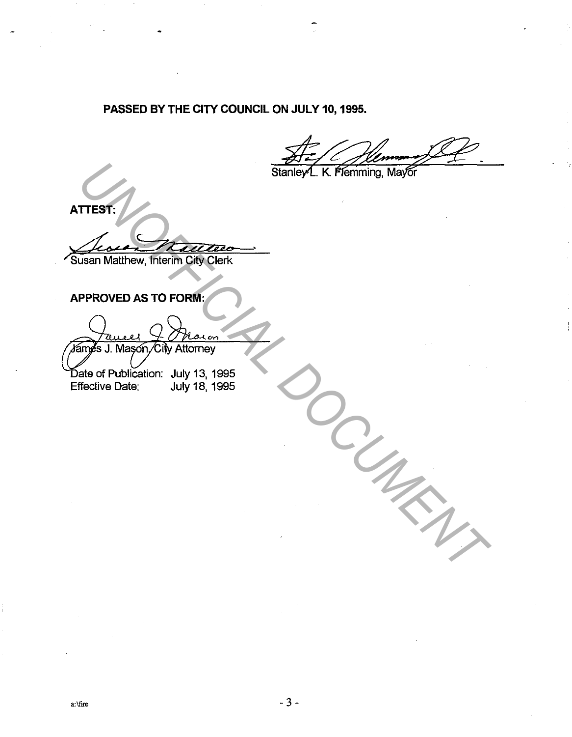**PASSED BY THE CITY COUNCIL ON JULY 10, 1995.**

Stanley L. K. Flemming, Mayor

**ATTEST:**

Susan Matthew, Interim City Clerk

**APPROVED AS TO FORM:**

James J. Mason, City Attorney

Date of Publication: July 13, 1995
Effective Date: July 18, 1995

UNOFFICIAL DOCUMENT

a:\fire